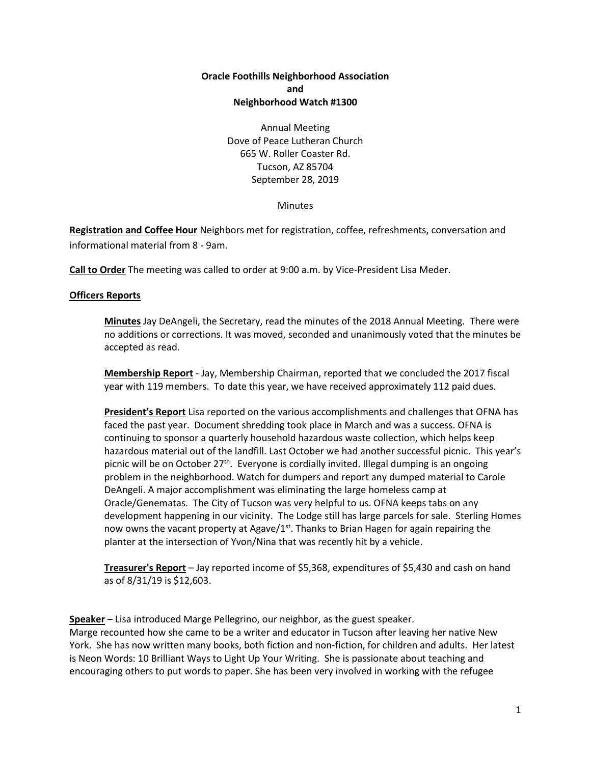**Oracle Foothills Neighborhood Association**
**and**
**Neighborhood Watch #1300**

Annual Meeting
Dove of Peace Lutheran Church
665 W. Roller Coaster Rd.
Tucson, AZ 85704
September 28, 2019

Minutes

**Registration and Coffee Hour** Neighbors met for registration, coffee, refreshments, conversation and informational material from 8 - 9am.

**Call to Order** The meeting was called to order at 9:00 a.m. by Vice-President Lisa Meder.

**Officers Reports**

> **Minutes** Jay DeAngeli, the Secretary, read the minutes of the 2018 Annual Meeting. There were no additions or corrections. It was moved, seconded and unanimously voted that the minutes be accepted as read.
>
> **Membership Report** - Jay, Membership Chairman, reported that we concluded the 2017 fiscal year with 119 members. To date this year, we have received approximately 112 paid dues.
>
> **President's Report** Lisa reported on the various accomplishments and challenges that OFNA has faced the past year. Document shredding took place in March and was a success. OFNA is continuing to sponsor a quarterly household hazardous waste collection, which helps keep hazardous material out of the landfill. Last October we had another successful picnic. This year's picnic will be on October 27th. Everyone is cordially invited. Illegal dumping is an ongoing problem in the neighborhood. Watch for dumpers and report any dumped material to Carole DeAngeli. A major accomplishment was eliminating the large homeless camp at Oracle/Genematas. The City of Tucson was very helpful to us. OFNA keeps tabs on any development happening in our vicinity. The Lodge still has large parcels for sale. Sterling Homes now owns the vacant property at Agave/1st. Thanks to Brian Hagen for again repairing the planter at the intersection of Yvon/Nina that was recently hit by a vehicle.
>
> **Treasurer's Report** – Jay reported income of $5,368, expenditures of $5,430 and cash on hand as of 8/31/19 is $12,603.

**Speaker** – Lisa introduced Marge Pellegrino, our neighbor, as the guest speaker.
Marge recounted how she came to be a writer and educator in Tucson after leaving her native New York. She has now written many books, both fiction and non-fiction, for children and adults. Her latest is Neon Words: 10 Brilliant Ways to Light Up Your Writing. She is passionate about teaching and encouraging others to put words to paper. She has been very involved in working with the refugee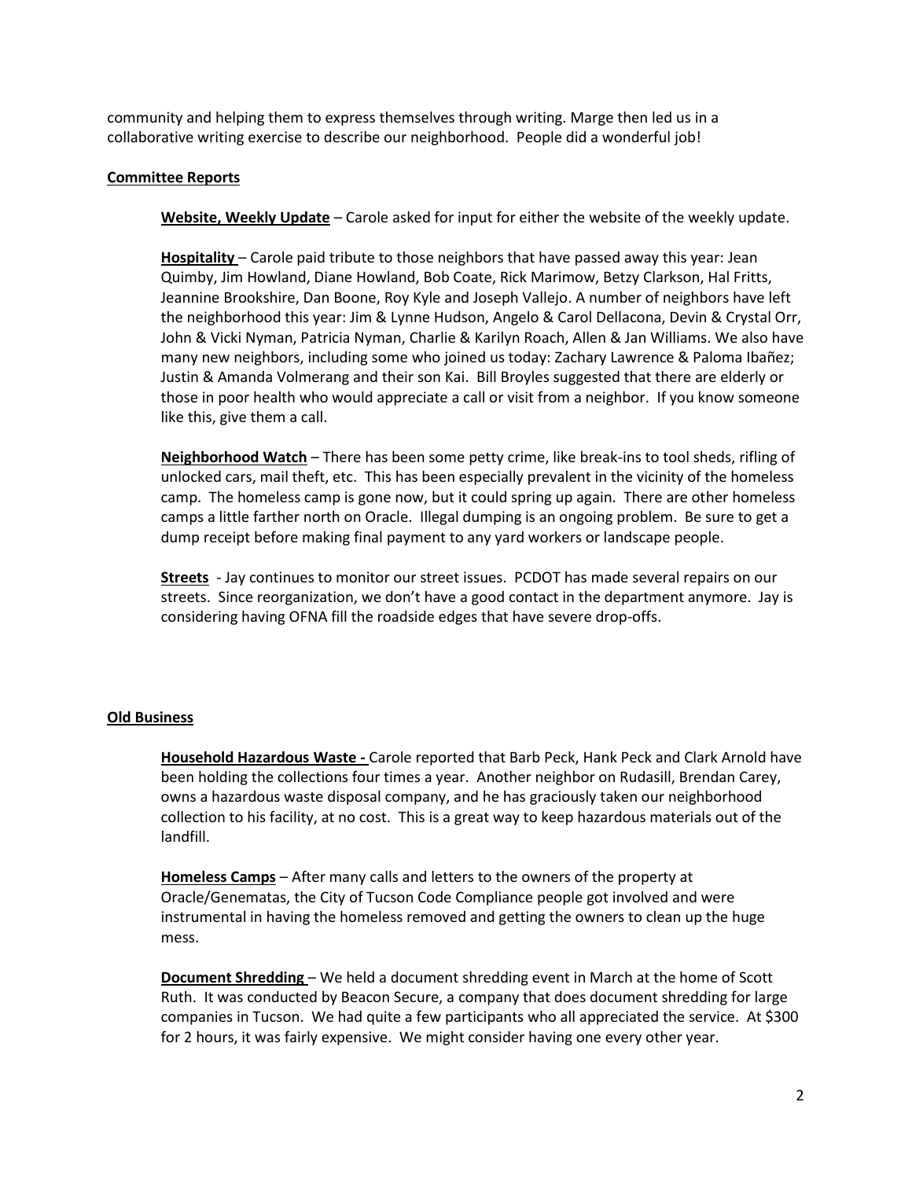community and helping them to express themselves through writing. Marge then led us in a collaborative writing exercise to describe our neighborhood. People did a wonderful job!

**Committee Reports**

**Website, Weekly Update** – Carole asked for input for either the website of the weekly update.

**Hospitality** – Carole paid tribute to those neighbors that have passed away this year: Jean Quimby, Jim Howland, Diane Howland, Bob Coate, Rick Marimow, Betzy Clarkson, Hal Fritts, Jeannine Brookshire, Dan Boone, Roy Kyle and Joseph Vallejo. A number of neighbors have left the neighborhood this year: Jim & Lynne Hudson, Angelo & Carol Dellacona, Devin & Crystal Orr, John & Vicki Nyman, Patricia Nyman, Charlie & Karilyn Roach, Allen & Jan Williams. We also have many new neighbors, including some who joined us today: Zachary Lawrence & Paloma Ibañez; Justin & Amanda Volmerang and their son Kai. Bill Broyles suggested that there are elderly or those in poor health who would appreciate a call or visit from a neighbor. If you know someone like this, give them a call.

**Neighborhood Watch** – There has been some petty crime, like break-ins to tool sheds, rifling of unlocked cars, mail theft, etc. This has been especially prevalent in the vicinity of the homeless camp. The homeless camp is gone now, but it could spring up again. There are other homeless camps a little farther north on Oracle. Illegal dumping is an ongoing problem. Be sure to get a dump receipt before making final payment to any yard workers or landscape people.

**Streets** - Jay continues to monitor our street issues. PCDOT has made several repairs on our streets. Since reorganization, we don't have a good contact in the department anymore. Jay is considering having OFNA fill the roadside edges that have severe drop-offs.

**Old Business**

**Household Hazardous Waste -** Carole reported that Barb Peck, Hank Peck and Clark Arnold have been holding the collections four times a year. Another neighbor on Rudasill, Brendan Carey, owns a hazardous waste disposal company, and he has graciously taken our neighborhood collection to his facility, at no cost. This is a great way to keep hazardous materials out of the landfill.

**Homeless Camps** – After many calls and letters to the owners of the property at Oracle/Genematas, the City of Tucson Code Compliance people got involved and were instrumental in having the homeless removed and getting the owners to clean up the huge mess.

**Document Shredding** – We held a document shredding event in March at the home of Scott Ruth. It was conducted by Beacon Secure, a company that does document shredding for large companies in Tucson. We had quite a few participants who all appreciated the service. At $300 for 2 hours, it was fairly expensive. We might consider having one every other year.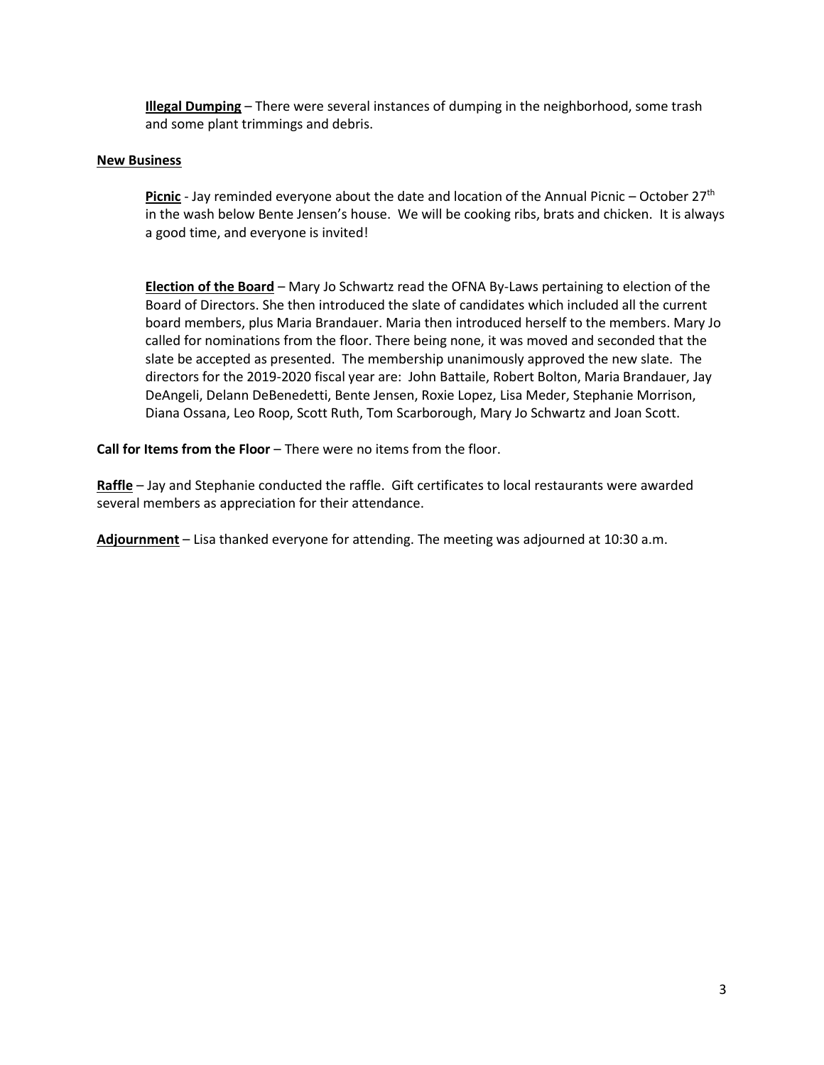**Illegal Dumping** – There were several instances of dumping in the neighborhood, some trash and some plant trimmings and debris.

**New Business**

**Picnic** - Jay reminded everyone about the date and location of the Annual Picnic – October 27th in the wash below Bente Jensen's house. We will be cooking ribs, brats and chicken. It is always a good time, and everyone is invited!

**Election of the Board** – Mary Jo Schwartz read the OFNA By-Laws pertaining to election of the Board of Directors. She then introduced the slate of candidates which included all the current board members, plus Maria Brandauer. Maria then introduced herself to the members. Mary Jo called for nominations from the floor. There being none, it was moved and seconded that the slate be accepted as presented. The membership unanimously approved the new slate. The directors for the 2019-2020 fiscal year are: John Battaile, Robert Bolton, Maria Brandauer, Jay DeAngeli, Delann DeBenedetti, Bente Jensen, Roxie Lopez, Lisa Meder, Stephanie Morrison, Diana Ossana, Leo Roop, Scott Ruth, Tom Scarborough, Mary Jo Schwartz and Joan Scott.

**Call for Items from the Floor** – There were no items from the floor.

**Raffle** – Jay and Stephanie conducted the raffle. Gift certificates to local restaurants were awarded several members as appreciation for their attendance.

**Adjournment** – Lisa thanked everyone for attending. The meeting was adjourned at 10:30 a.m.